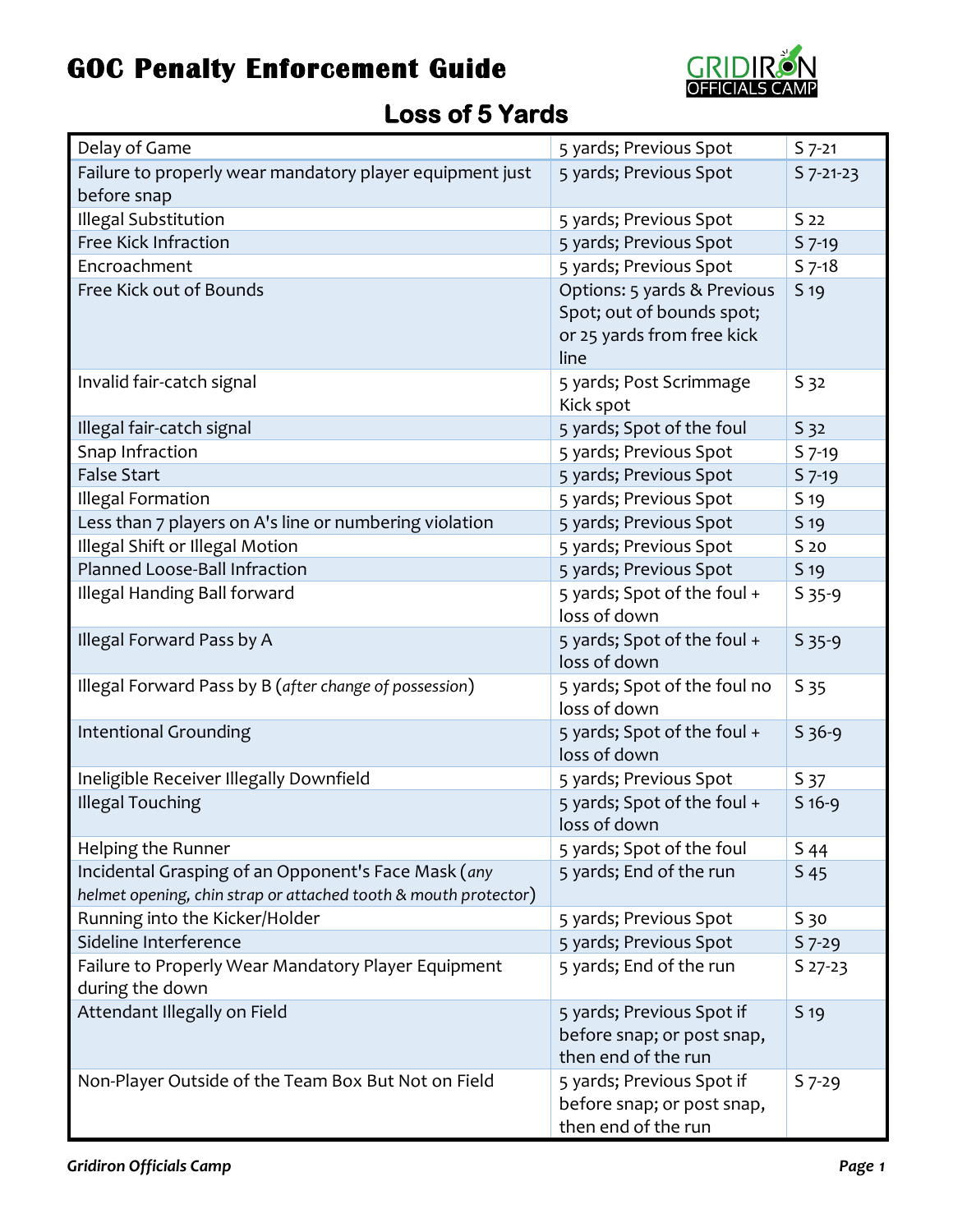# GOC Penalty Enforcement Guide

## Loss of 5 Yards

| | | |
|---|---|---|
| Delay of Game | 5 yards; Previous Spot | S 7-21 |
| Failure to properly wear mandatory player equipment just before snap | 5 yards; Previous Spot | S 7-21-23 |
| Illegal Substitution | 5 yards; Previous Spot | S 22 |
| Free Kick Infraction | 5 yards; Previous Spot | S 7-19 |
| Encroachment | 5 yards; Previous Spot | S 7-18 |
| Free Kick out of Bounds | Options: 5 yards & Previous Spot; out of bounds spot; or 25 yards from free kick line | S 19 |
| Invalid fair-catch signal | 5 yards; Post Scrimmage Kick spot | S 32 |
| Illegal fair-catch signal | 5 yards; Spot of the foul | S 32 |
| Snap Infraction | 5 yards; Previous Spot | S 7-19 |
| False Start | 5 yards; Previous Spot | S 7-19 |
| Illegal Formation | 5 yards; Previous Spot | S 19 |
| Less than 7 players on A's line or numbering violation | 5 yards; Previous Spot | S 19 |
| Illegal Shift or Illegal Motion | 5 yards; Previous Spot | S 20 |
| Planned Loose-Ball Infraction | 5 yards; Previous Spot | S 19 |
| Illegal Handing Ball forward | 5 yards; Spot of the foul + loss of down | S 35-9 |
| Illegal Forward Pass by A | 5 yards; Spot of the foul + loss of down | S 35-9 |
| Illegal Forward Pass by B (*after change of possession*) | 5 yards; Spot of the foul no loss of down | S 35 |
| Intentional Grounding | 5 yards; Spot of the foul + loss of down | S 36-9 |
| Ineligible Receiver Illegally Downfield | 5 yards; Previous Spot | S 37 |
| Illegal Touching | 5 yards; Spot of the foul + loss of down | S 16-9 |
| Helping the Runner | 5 yards; Spot of the foul | S 44 |
| Incidental Grasping of an Opponent's Face Mask (*any helmet opening, chin strap or attached tooth & mouth protector*) | 5 yards; End of the run | S 45 |
| Running into the Kicker/Holder | 5 yards; Previous Spot | S 30 |
| Sideline Interference | 5 yards; Previous Spot | S 7-29 |
| Failure to Properly Wear Mandatory Player Equipment during the down | 5 yards; End of the run | S 27-23 |
| Attendant Illegally on Field | 5 yards; Previous Spot if before snap; or post snap, then end of the run | S 19 |
| Non-Player Outside of the Team Box But Not on Field | 5 yards; Previous Spot if before snap; or post snap, then end of the run | S 7-29 |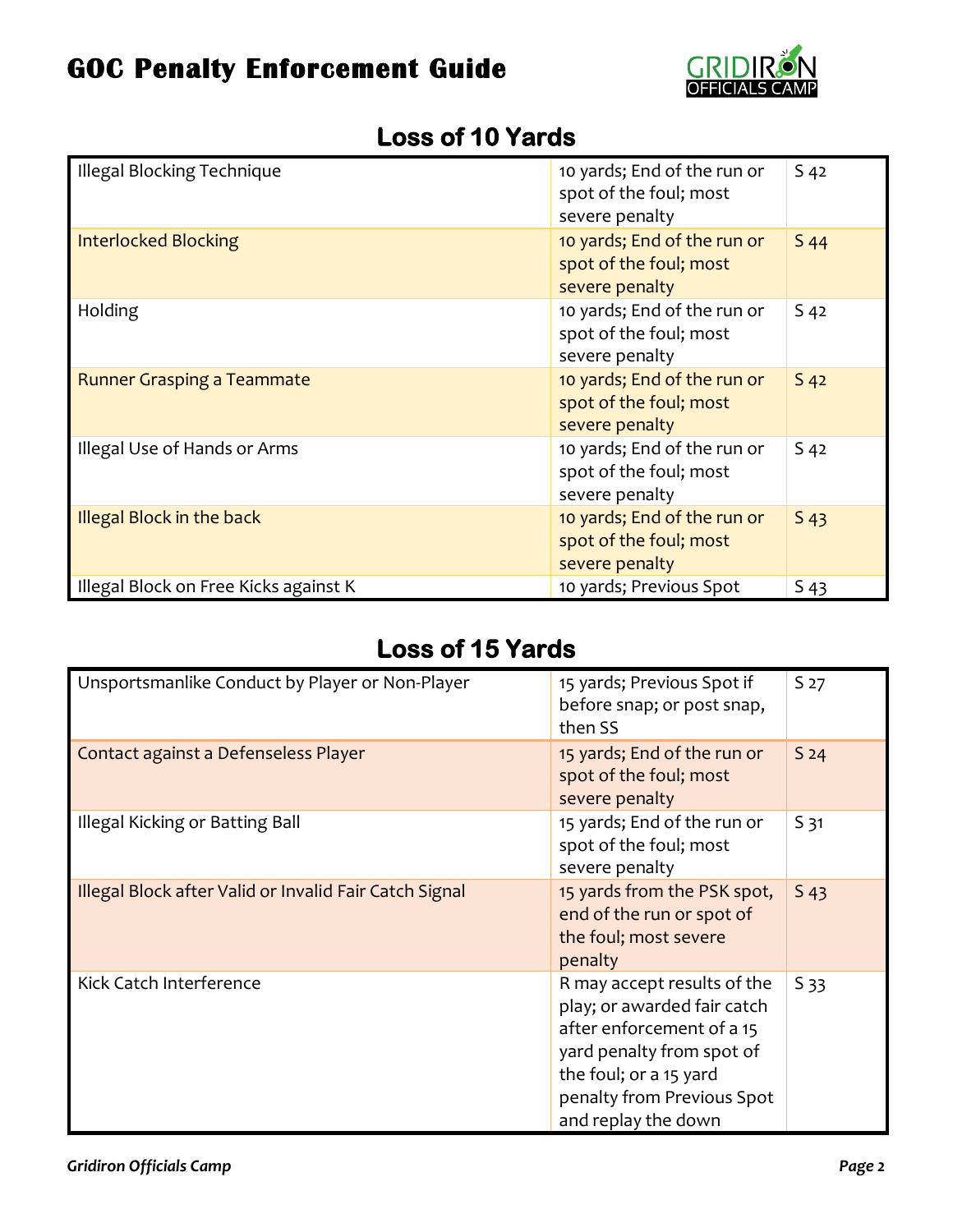# GOC Penalty Enforcement Guide

## Loss of 10 Yards

| | | |
|---|---|---|
| Illegal Blocking Technique | 10 yards; End of the run or spot of the foul; most severe penalty | S 42 |
| Interlocked Blocking | 10 yards; End of the run or spot of the foul; most severe penalty | S 44 |
| Holding | 10 yards; End of the run or spot of the foul; most severe penalty | S 42 |
| Runner Grasping a Teammate | 10 yards; End of the run or spot of the foul; most severe penalty | S 42 |
| Illegal Use of Hands or Arms | 10 yards; End of the run or spot of the foul; most severe penalty | S 42 |
| Illegal Block in the back | 10 yards; End of the run or spot of the foul; most severe penalty | S 43 |
| Illegal Block on Free Kicks against K | 10 yards; Previous Spot | S 43 |

## Loss of 15 Yards

| | | |
|---|---|---|
| Unsportsmanlike Conduct by Player or Non-Player | 15 yards; Previous Spot if before snap; or post snap, then SS | S 27 |
| Contact against a Defenseless Player | 15 yards; End of the run or spot of the foul; most severe penalty | S 24 |
| Illegal Kicking or Batting Ball | 15 yards; End of the run or spot of the foul; most severe penalty | S 31 |
| Illegal Block after Valid or Invalid Fair Catch Signal | 15 yards from the PSK spot, end of the run or spot of the foul; most severe penalty | S 43 |
| Kick Catch Interference | R may accept results of the play; or awarded fair catch after enforcement of a 15 yard penalty from spot of the foul; or a 15 yard penalty from Previous Spot and replay the down | S 33 |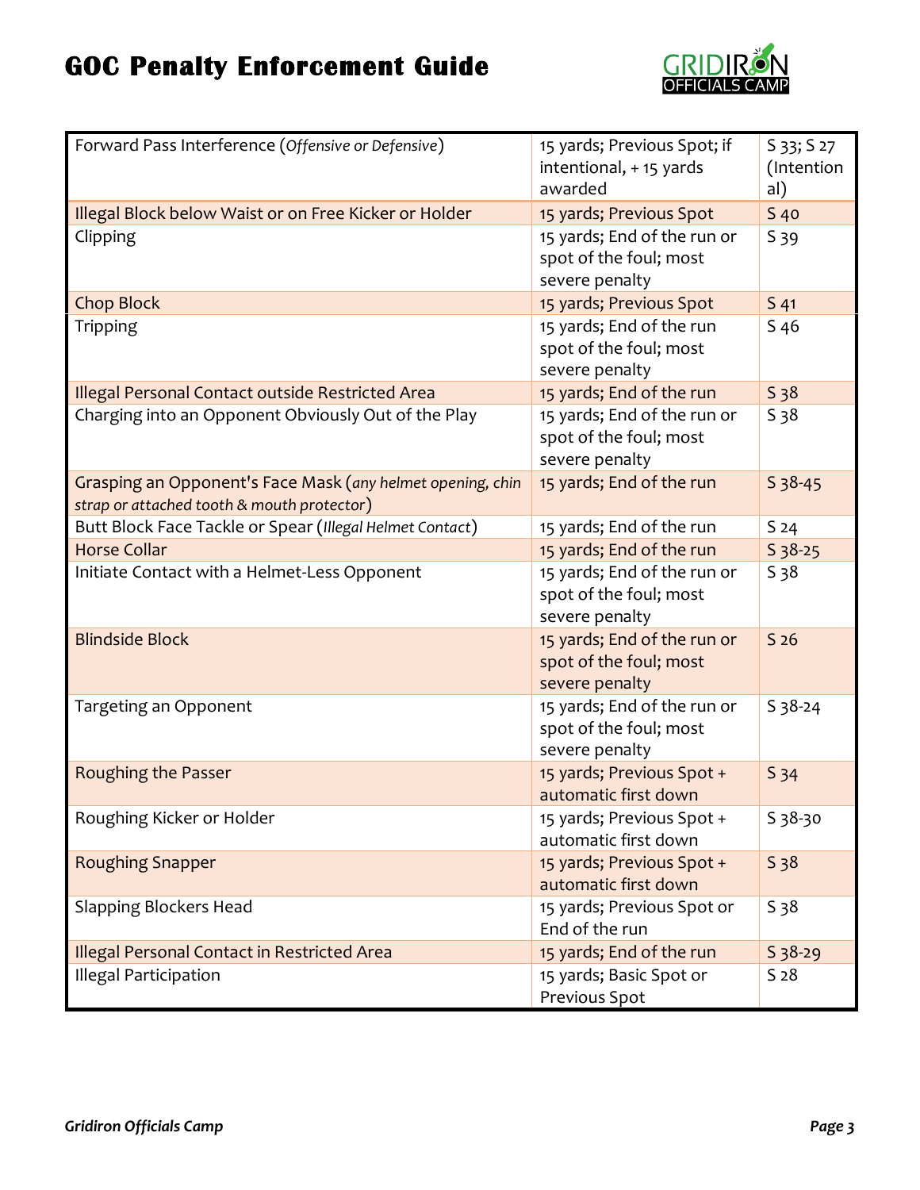# GOC Penalty Enforcement Guide

| Foul | Enforcement | Signal |
|---|---|---|
| Forward Pass Interference (*Offensive or Defensive*) | 15 yards; Previous Spot; if intentional, + 15 yards awarded | S 33; S 27 (Intentional) |
| Illegal Block below Waist or on Free Kicker or Holder | 15 yards; Previous Spot | S 40 |
| Clipping | 15 yards; End of the run or spot of the foul; most severe penalty | S 39 |
| Chop Block | 15 yards; Previous Spot | S 41 |
| Tripping | 15 yards; End of the run spot of the foul; most severe penalty | S 46 |
| Illegal Personal Contact outside Restricted Area | 15 yards; End of the run | S 38 |
| Charging into an Opponent Obviously Out of the Play | 15 yards; End of the run or spot of the foul; most severe penalty | S 38 |
| Grasping an Opponent's Face Mask (*any helmet opening, chin strap or attached tooth & mouth protector*) | 15 yards; End of the run | S 38-45 |
| Butt Block Face Tackle or Spear (*Illegal Helmet Contact*) | 15 yards; End of the run | S 24 |
| Horse Collar | 15 yards; End of the run | S 38-25 |
| Initiate Contact with a Helmet-Less Opponent | 15 yards; End of the run or spot of the foul; most severe penalty | S 38 |
| Blindside Block | 15 yards; End of the run or spot of the foul; most severe penalty | S 26 |
| Targeting an Opponent | 15 yards; End of the run or spot of the foul; most severe penalty | S 38-24 |
| Roughing the Passer | 15 yards; Previous Spot + automatic first down | S 34 |
| Roughing Kicker or Holder | 15 yards; Previous Spot + automatic first down | S 38-30 |
| Roughing Snapper | 15 yards; Previous Spot + automatic first down | S 38 |
| Slapping Blockers Head | 15 yards; Previous Spot or End of the run | S 38 |
| Illegal Personal Contact in Restricted Area | 15 yards; End of the run | S 38-29 |
| Illegal Participation | 15 yards; Basic Spot or Previous Spot | S 28 |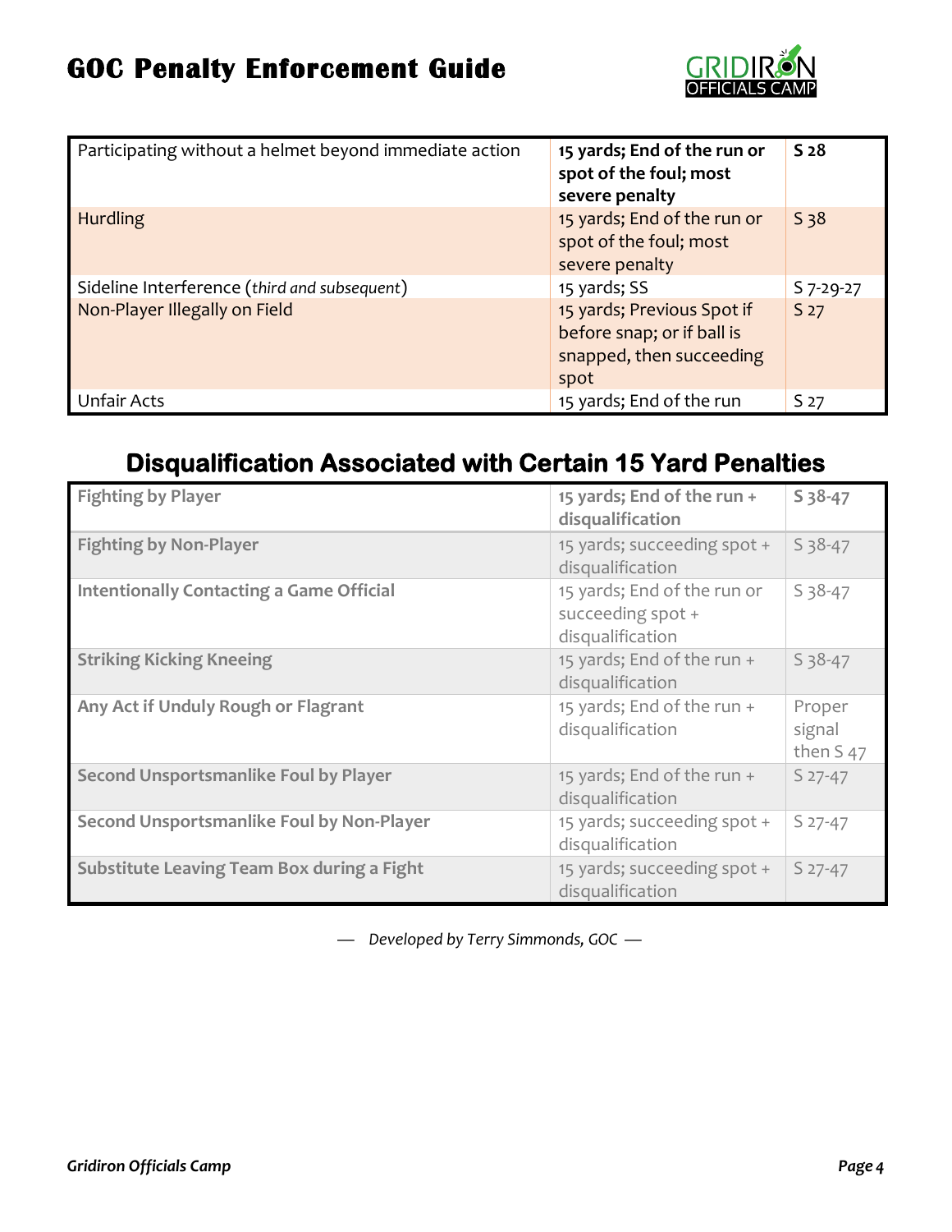| | | |
|---|---|---|
| Participating without a helmet beyond immediate action | **15 yards; End of the run or spot of the foul; most severe penalty** | **S 28** |
| Hurdling | 15 yards; End of the run or spot of the foul; most severe penalty | S 38 |
| Sideline Interference (*third and subsequent*) | 15 yards; SS | S 7-29-27 |
| Non-Player Illegally on Field | 15 yards; Previous Spot if before snap; or if ball is snapped, then succeeding spot | S 27 |
| Unfair Acts | 15 yards; End of the run | S 27 |

## Disqualification Associated with Certain 15 Yard Penalties

| | | |
|---|---|---|
| **Fighting by Player** | **15 yards; End of the run + disqualification** | **S 38-47** |
| **Fighting by Non-Player** | 15 yards; succeeding spot + disqualification | S 38-47 |
| **Intentionally Contacting a Game Official** | 15 yards; End of the run or succeeding spot + disqualification | S 38-47 |
| **Striking Kicking Kneeing** | 15 yards; End of the run + disqualification | S 38-47 |
| **Any Act if Unduly Rough or Flagrant** | 15 yards; End of the run + disqualification | Proper signal then S 47 |
| **Second Unsportsmanlike Foul by Player** | 15 yards; End of the run + disqualification | S 27-47 |
| **Second Unsportsmanlike Foul by Non-Player** | 15 yards; succeeding spot + disqualification | S 27-47 |
| **Substitute Leaving Team Box during a Fight** | 15 yards; succeeding spot + disqualification | S 27-47 |

— *Developed by Terry Simmonds, GOC* —